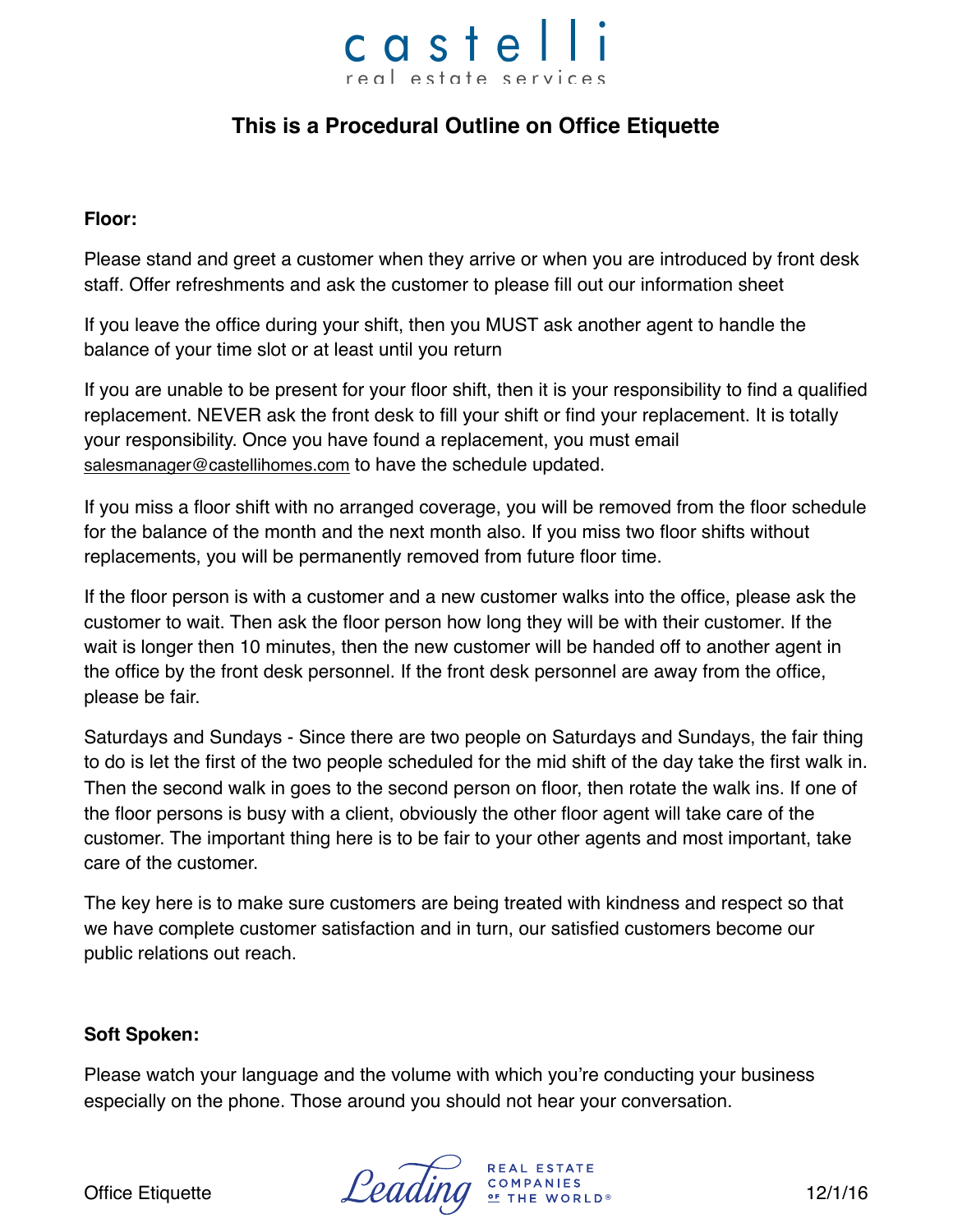castelli
real estate services

# This is a Procedural Outline on Office Etiquette

**Floor:**

Please stand and greet a customer when they arrive or when you are introduced by front desk staff. Offer refreshments and ask the customer to please fill out our information sheet

If you leave the office during your shift, then you MUST ask another agent to handle the balance of your time slot or at least until you return

If you are unable to be present for your floor shift, then it is your responsibility to find a qualified replacement. NEVER ask the front desk to fill your shift or find your replacement. It is totally your responsibility. Once you have found a replacement, you must email salesmanager@castellihomes.com to have the schedule updated.

If you miss a floor shift with no arranged coverage, you will be removed from the floor schedule for the balance of the month and the next month also. If you miss two floor shifts without replacements, you will be permanently removed from future floor time.

If the floor person is with a customer and a new customer walks into the office, please ask the customer to wait. Then ask the floor person how long they will be with their customer. If the wait is longer then 10 minutes, then the new customer will be handed off to another agent in the office by the front desk personnel. If the front desk personnel are away from the office, please be fair.

Saturdays and Sundays - Since there are two people on Saturdays and Sundays, the fair thing to do is let the first of the two people scheduled for the mid shift of the day take the first walk in. Then the second walk in goes to the second person on floor, then rotate the walk ins. If one of the floor persons is busy with a client, obviously the other floor agent will take care of the customer. The important thing here is to be fair to your other agents and most important, take care of the customer.

The key here is to make sure customers are being treated with kindness and respect so that we have complete customer satisfaction and in turn, our satisfied customers become our public relations out reach.

**Soft Spoken:**

Please watch your language and the volume with which you're conducting your business especially on the phone. Those around you should not hear your conversation.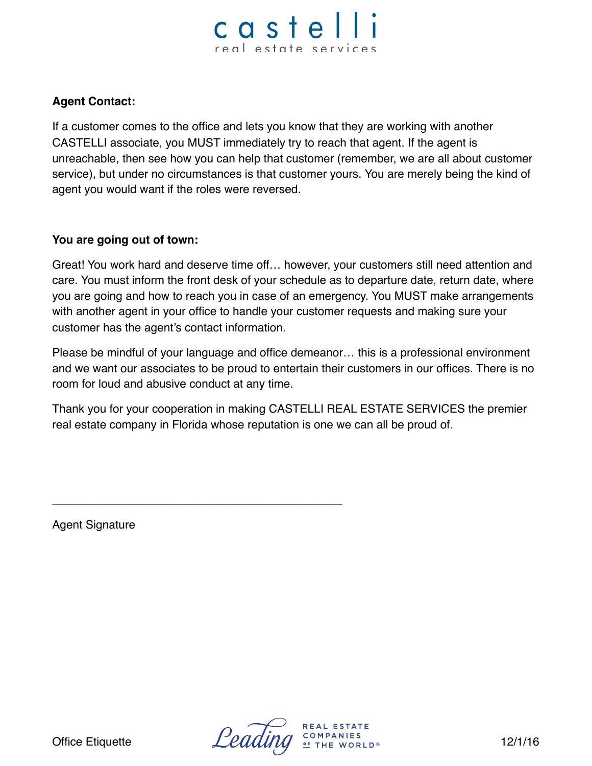**Agent Contact:**

If a customer comes to the office and lets you know that they are working with another CASTELLI associate, you MUST immediately try to reach that agent. If the agent is unreachable, then see how you can help that customer (remember, we are all about customer service), but under no circumstances is that customer yours. You are merely being the kind of agent you would want if the roles were reversed.

**You are going out of town:**

Great! You work hard and deserve time off… however, your customers still need attention and care. You must inform the front desk of your schedule as to departure date, return date, where you are going and how to reach you in case of an emergency. You MUST make arrangements with another agent in your office to handle your customer requests and making sure your customer has the agent's contact information.

Please be mindful of your language and office demeanor… this is a professional environment and we want our associates to be proud to entertain their customers in our offices. There is no room for loud and abusive conduct at any time.

Thank you for your cooperation in making CASTELLI REAL ESTATE SERVICES the premier real estate company in Florida whose reputation is one we can all be proud of.

\_\_\_\_\_\_\_\_\_\_\_\_\_\_\_\_\_\_\_\_\_\_\_\_\_\_\_\_\_\_\_\_\_\_\_\_\_\_\_\_\_\_\_\_

Agent Signature